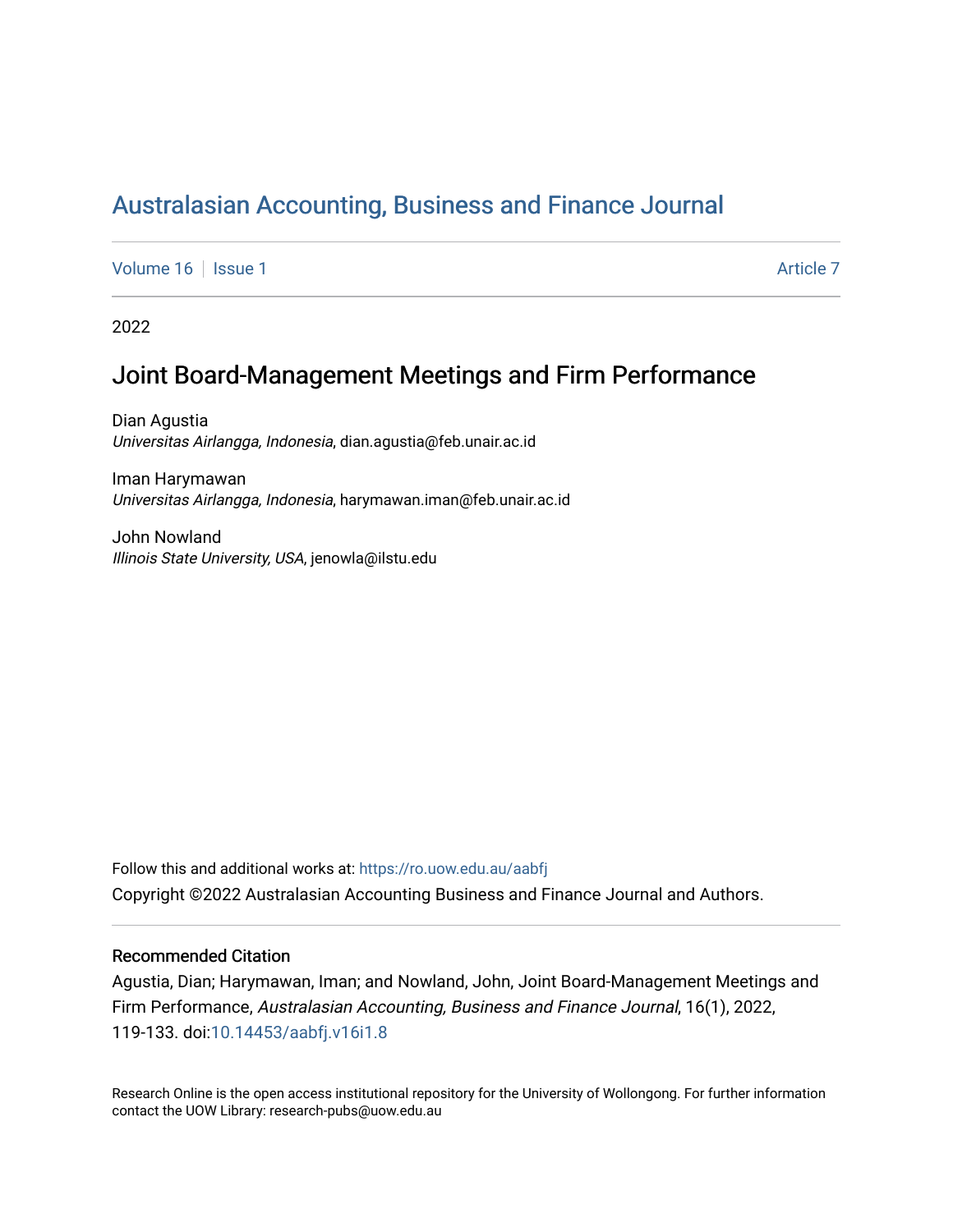# Australasian Accounting, Business and Finance Journal

Volume 16 | Issue 1 | Article 7

2022

## Joint Board-Management Meetings and Firm Performance

Dian Agustia
*Universitas Airlangga, Indonesia*, dian.agustia@feb.unair.ac.id

Iman Harymawan
*Universitas Airlangga, Indonesia*, harymawan.iman@feb.unair.ac.id

John Nowland
*Illinois State University, USA*, jenowla@ilstu.edu

Follow this and additional works at: https://ro.uow.edu.au/aabfj

Copyright ©2022 Australasian Accounting Business and Finance Journal and Authors.

### Recommended Citation

Agustia, Dian; Harymawan, Iman; and Nowland, John, Joint Board-Management Meetings and Firm Performance, *Australasian Accounting, Business and Finance Journal*, 16(1), 2022, 119-133. doi:10.14453/aabfj.v16i1.8

Research Online is the open access institutional repository for the University of Wollongong. For further information contact the UOW Library: research-pubs@uow.edu.au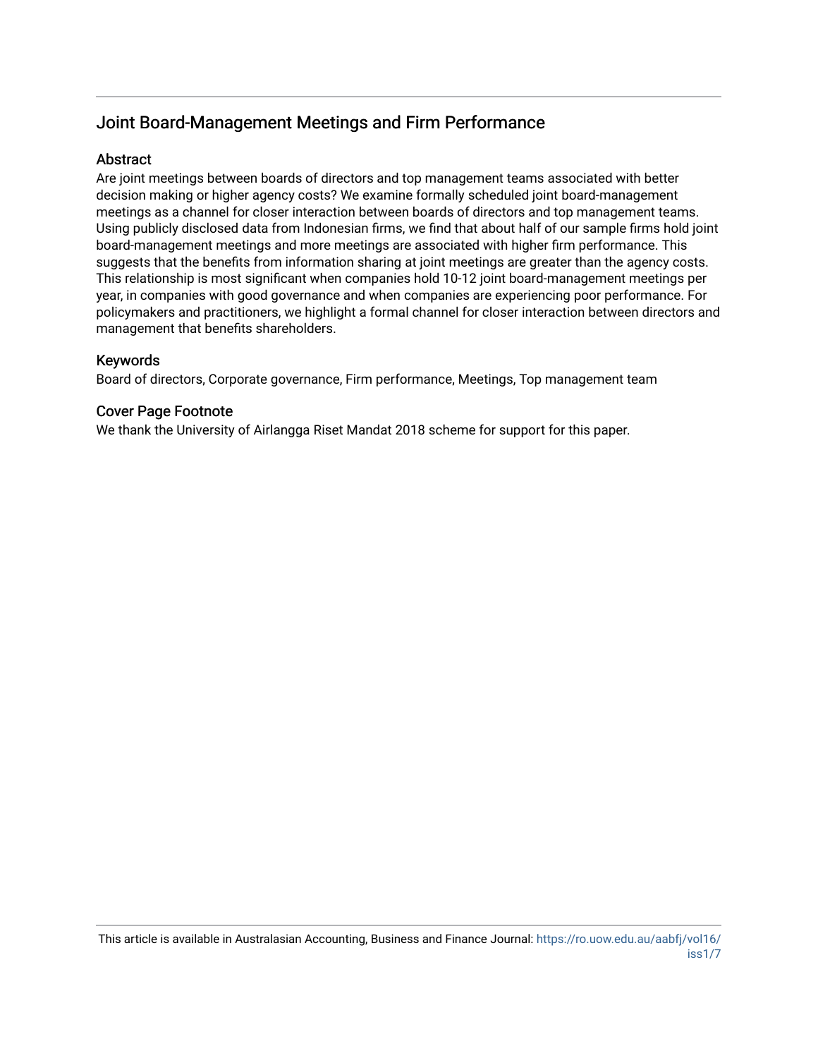## Joint Board-Management Meetings and Firm Performance

### Abstract

Are joint meetings between boards of directors and top management teams associated with better decision making or higher agency costs? We examine formally scheduled joint board-management meetings as a channel for closer interaction between boards of directors and top management teams. Using publicly disclosed data from Indonesian firms, we find that about half of our sample firms hold joint board-management meetings and more meetings are associated with higher firm performance. This suggests that the benefits from information sharing at joint meetings are greater than the agency costs. This relationship is most significant when companies hold 10-12 joint board-management meetings per year, in companies with good governance and when companies are experiencing poor performance. For policymakers and practitioners, we highlight a formal channel for closer interaction between directors and management that benefits shareholders.

### Keywords

Board of directors, Corporate governance, Firm performance, Meetings, Top management team

### Cover Page Footnote

We thank the University of Airlangga Riset Mandat 2018 scheme for support for this paper.

This article is available in Australasian Accounting, Business and Finance Journal: https://ro.uow.edu.au/aabfj/vol16/iss1/7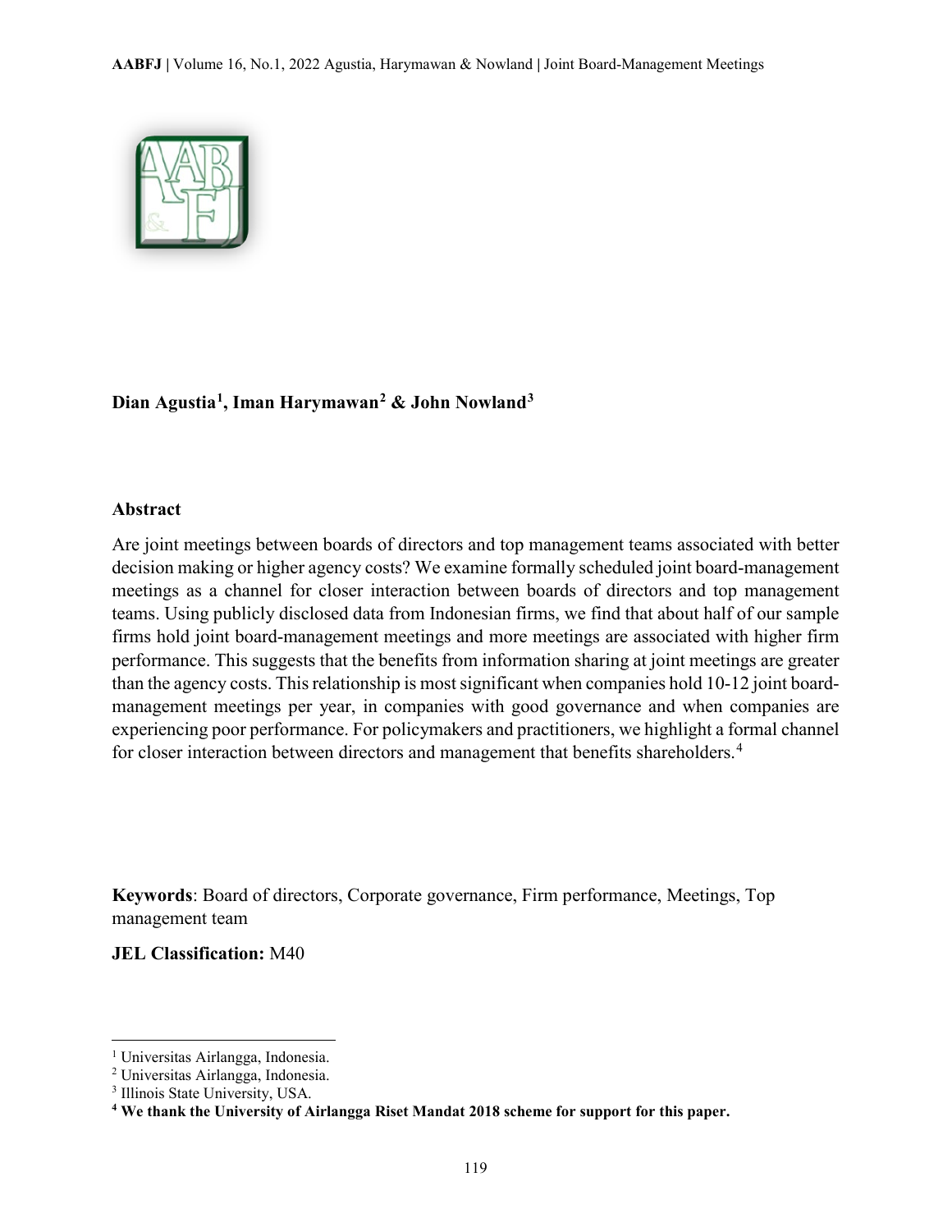**Dian Agustia[1], Iman Harymawan[2] & John Nowland[3]**

## Abstract

Are joint meetings between boards of directors and top management teams associated with better decision making or higher agency costs? We examine formally scheduled joint board-management meetings as a channel for closer interaction between boards of directors and top management teams. Using publicly disclosed data from Indonesian firms, we find that about half of our sample firms hold joint board-management meetings and more meetings are associated with higher firm performance. This suggests that the benefits from information sharing at joint meetings are greater than the agency costs. This relationship is most significant when companies hold 10-12 joint board-management meetings per year, in companies with good governance and when companies are experiencing poor performance. For policymakers and practitioners, we highlight a formal channel for closer interaction between directors and management that benefits shareholders.[4]

**Keywords**: Board of directors, Corporate governance, Firm performance, Meetings, Top management team

**JEL Classification:** M40

---

[1] Universitas Airlangga, Indonesia.
[2] Universitas Airlangga, Indonesia.
[3] Illinois State University, USA.
[4] **We thank the University of Airlangga Riset Mandat 2018 scheme for support for this paper.**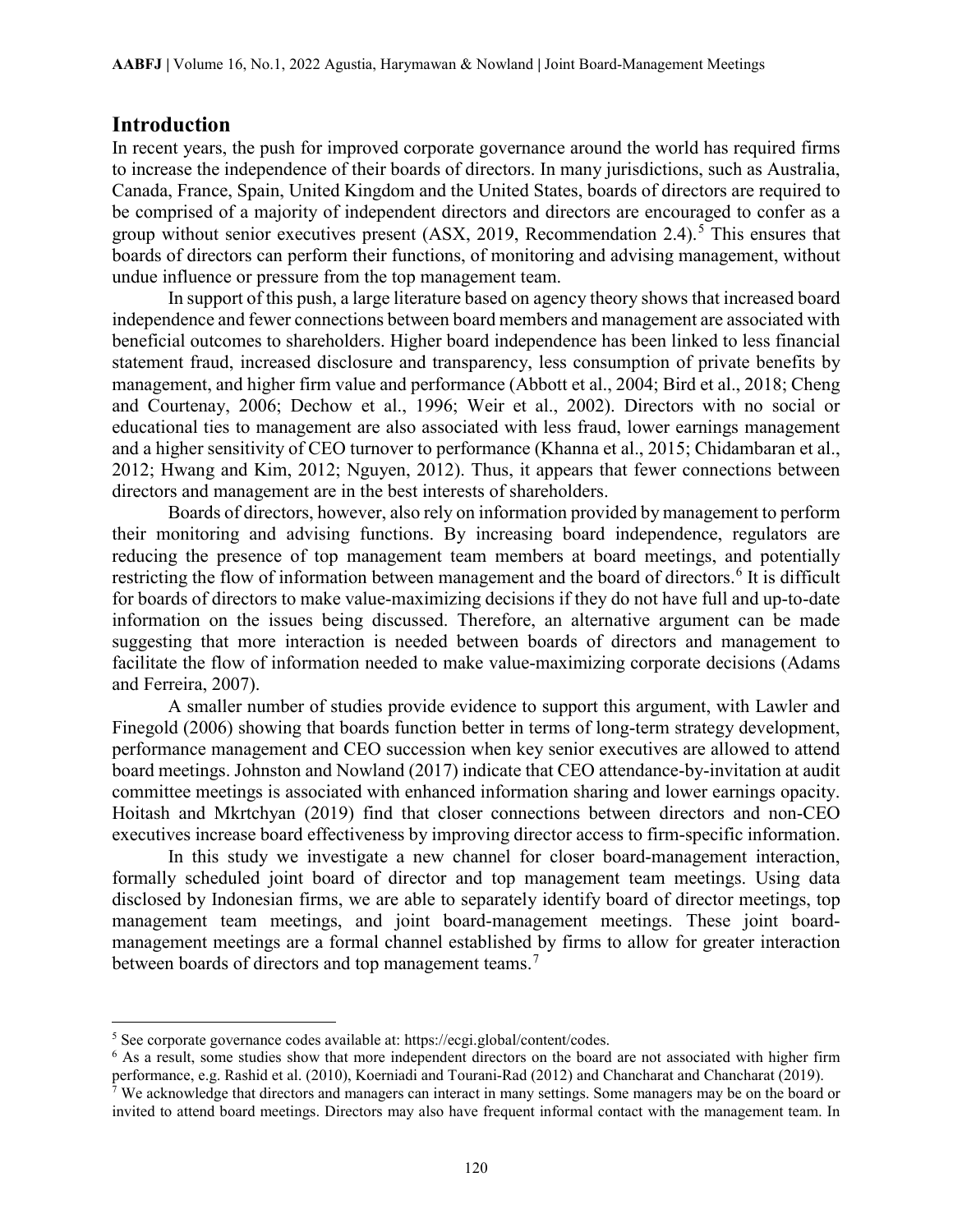## Introduction

In recent years, the push for improved corporate governance around the world has required firms to increase the independence of their boards of directors. In many jurisdictions, such as Australia, Canada, France, Spain, United Kingdom and the United States, boards of directors are required to be comprised of a majority of independent directors and directors are encouraged to confer as a group without senior executives present (ASX, 2019, Recommendation 2.4).[5] This ensures that boards of directors can perform their functions, of monitoring and advising management, without undue influence or pressure from the top management team.

In support of this push, a large literature based on agency theory shows that increased board independence and fewer connections between board members and management are associated with beneficial outcomes to shareholders. Higher board independence has been linked to less financial statement fraud, increased disclosure and transparency, less consumption of private benefits by management, and higher firm value and performance (Abbott et al., 2004; Bird et al., 2018; Cheng and Courtenay, 2006; Dechow et al., 1996; Weir et al., 2002). Directors with no social or educational ties to management are also associated with less fraud, lower earnings management and a higher sensitivity of CEO turnover to performance (Khanna et al., 2015; Chidambaran et al., 2012; Hwang and Kim, 2012; Nguyen, 2012). Thus, it appears that fewer connections between directors and management are in the best interests of shareholders.

Boards of directors, however, also rely on information provided by management to perform their monitoring and advising functions. By increasing board independence, regulators are reducing the presence of top management team members at board meetings, and potentially restricting the flow of information between management and the board of directors.[6] It is difficult for boards of directors to make value-maximizing decisions if they do not have full and up-to-date information on the issues being discussed. Therefore, an alternative argument can be made suggesting that more interaction is needed between boards of directors and management to facilitate the flow of information needed to make value-maximizing corporate decisions (Adams and Ferreira, 2007).

A smaller number of studies provide evidence to support this argument, with Lawler and Finegold (2006) showing that boards function better in terms of long-term strategy development, performance management and CEO succession when key senior executives are allowed to attend board meetings. Johnston and Nowland (2017) indicate that CEO attendance-by-invitation at audit committee meetings is associated with enhanced information sharing and lower earnings opacity. Hoitash and Mkrtchyan (2019) find that closer connections between directors and non-CEO executives increase board effectiveness by improving director access to firm-specific information.

In this study we investigate a new channel for closer board-management interaction, formally scheduled joint board of director and top management team meetings. Using data disclosed by Indonesian firms, we are able to separately identify board of director meetings, top management team meetings, and joint board-management meetings. These joint board-management meetings are a formal channel established by firms to allow for greater interaction between boards of directors and top management teams.[7]

[5] See corporate governance codes available at: https://ecgi.global/content/codes.

[6] As a result, some studies show that more independent directors on the board are not associated with higher firm performance, e.g. Rashid et al. (2010), Koerniadi and Tourani-Rad (2012) and Chancharat and Chancharat (2019).

[7] We acknowledge that directors and managers can interact in many settings. Some managers may be on the board or invited to attend board meetings. Directors may also have frequent informal contact with the management team. In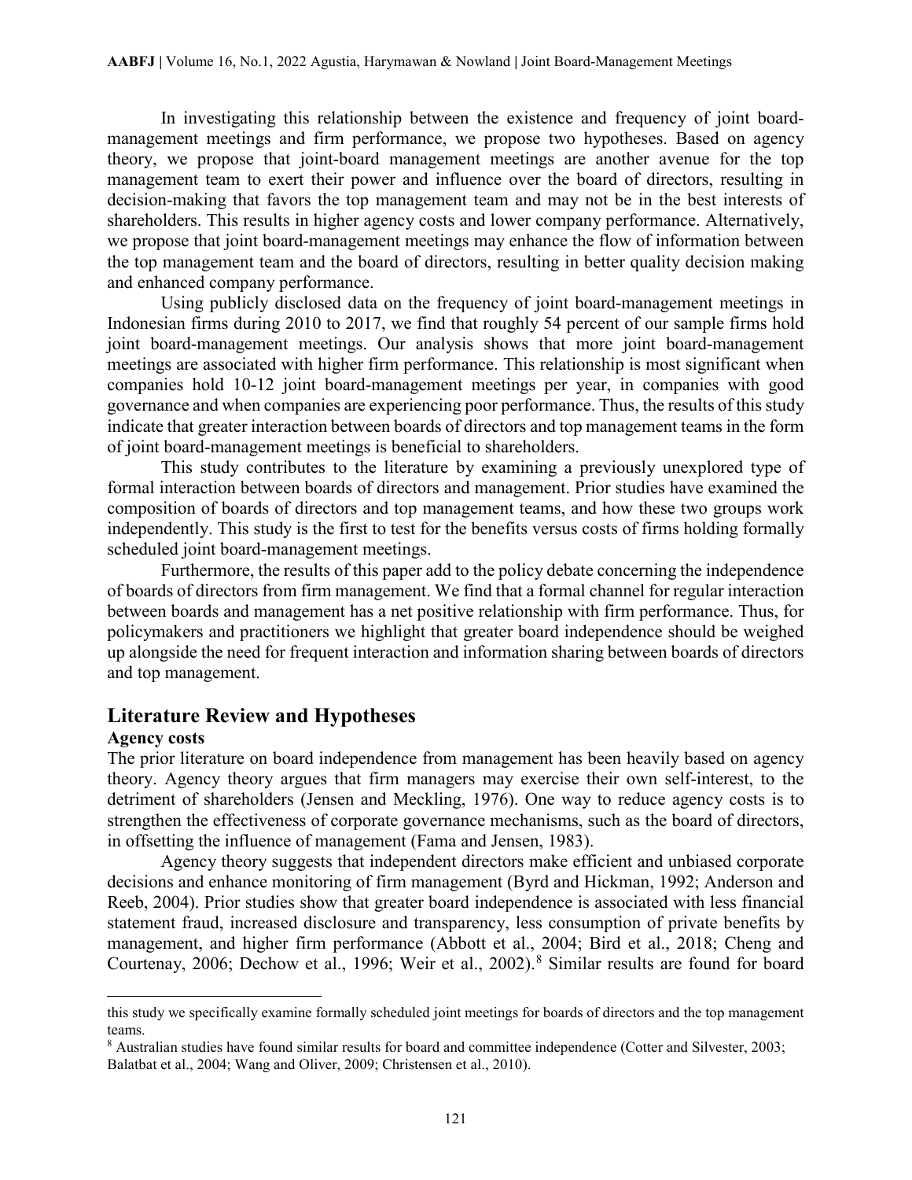In investigating this relationship between the existence and frequency of joint board-management meetings and firm performance, we propose two hypotheses. Based on agency theory, we propose that joint-board management meetings are another avenue for the top management team to exert their power and influence over the board of directors, resulting in decision-making that favors the top management team and may not be in the best interests of shareholders. This results in higher agency costs and lower company performance. Alternatively, we propose that joint board-management meetings may enhance the flow of information between the top management team and the board of directors, resulting in better quality decision making and enhanced company performance.

Using publicly disclosed data on the frequency of joint board-management meetings in Indonesian firms during 2010 to 2017, we find that roughly 54 percent of our sample firms hold joint board-management meetings. Our analysis shows that more joint board-management meetings are associated with higher firm performance. This relationship is most significant when companies hold 10-12 joint board-management meetings per year, in companies with good governance and when companies are experiencing poor performance. Thus, the results of this study indicate that greater interaction between boards of directors and top management teams in the form of joint board-management meetings is beneficial to shareholders.

This study contributes to the literature by examining a previously unexplored type of formal interaction between boards of directors and management. Prior studies have examined the composition of boards of directors and top management teams, and how these two groups work independently. This study is the first to test for the benefits versus costs of firms holding formally scheduled joint board-management meetings.

Furthermore, the results of this paper add to the policy debate concerning the independence of boards of directors from firm management. We find that a formal channel for regular interaction between boards and management has a net positive relationship with firm performance. Thus, for policymakers and practitioners we highlight that greater board independence should be weighed up alongside the need for frequent interaction and information sharing between boards of directors and top management.

## Literature Review and Hypotheses

### Agency costs

The prior literature on board independence from management has been heavily based on agency theory. Agency theory argues that firm managers may exercise their own self-interest, to the detriment of shareholders (Jensen and Meckling, 1976). One way to reduce agency costs is to strengthen the effectiveness of corporate governance mechanisms, such as the board of directors, in offsetting the influence of management (Fama and Jensen, 1983).

Agency theory suggests that independent directors make efficient and unbiased corporate decisions and enhance monitoring of firm management (Byrd and Hickman, 1992; Anderson and Reeb, 2004). Prior studies show that greater board independence is associated with less financial statement fraud, increased disclosure and transparency, less consumption of private benefits by management, and higher firm performance (Abbott et al., 2004; Bird et al., 2018; Cheng and Courtenay, 2006; Dechow et al., 1996; Weir et al., 2002).[8] Similar results are found for board

---

this study we specifically examine formally scheduled joint meetings for boards of directors and the top management teams.

[8] Australian studies have found similar results for board and committee independence (Cotter and Silvester, 2003; Balatbat et al., 2004; Wang and Oliver, 2009; Christensen et al., 2010).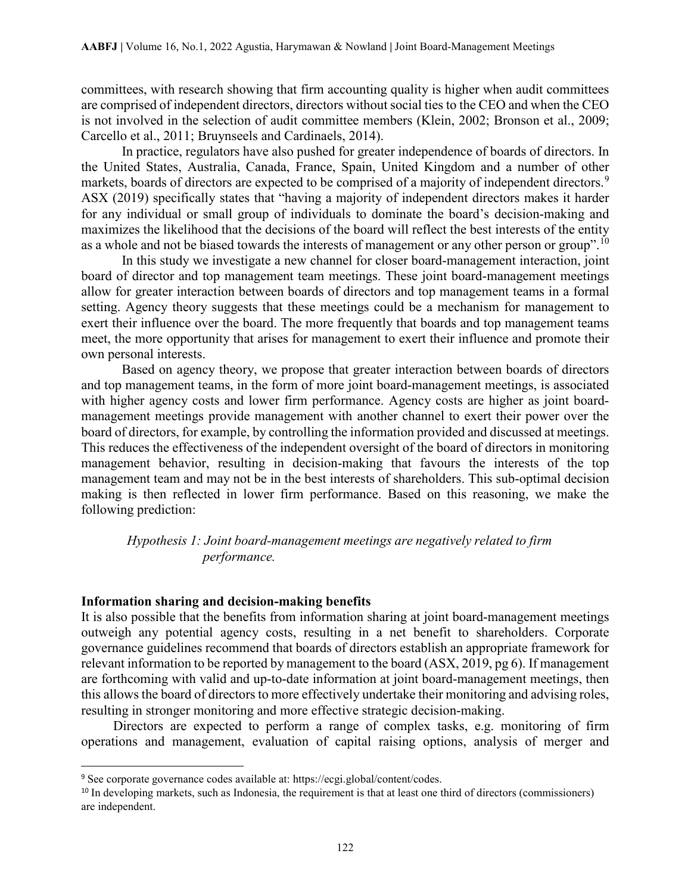committees, with research showing that firm accounting quality is higher when audit committees are comprised of independent directors, directors without social ties to the CEO and when the CEO is not involved in the selection of audit committee members (Klein, 2002; Bronson et al., 2009; Carcello et al., 2011; Bruynseels and Cardinaels, 2014).

In practice, regulators have also pushed for greater independence of boards of directors. In the United States, Australia, Canada, France, Spain, United Kingdom and a number of other markets, boards of directors are expected to be comprised of a majority of independent directors.[9] ASX (2019) specifically states that "having a majority of independent directors makes it harder for any individual or small group of individuals to dominate the board's decision-making and maximizes the likelihood that the decisions of the board will reflect the best interests of the entity as a whole and not be biased towards the interests of management or any other person or group".[10]

In this study we investigate a new channel for closer board-management interaction, joint board of director and top management team meetings. These joint board-management meetings allow for greater interaction between boards of directors and top management teams in a formal setting. Agency theory suggests that these meetings could be a mechanism for management to exert their influence over the board. The more frequently that boards and top management teams meet, the more opportunity that arises for management to exert their influence and promote their own personal interests.

Based on agency theory, we propose that greater interaction between boards of directors and top management teams, in the form of more joint board-management meetings, is associated with higher agency costs and lower firm performance. Agency costs are higher as joint board-management meetings provide management with another channel to exert their power over the board of directors, for example, by controlling the information provided and discussed at meetings. This reduces the effectiveness of the independent oversight of the board of directors in monitoring management behavior, resulting in decision-making that favours the interests of the top management team and may not be in the best interests of shareholders. This sub-optimal decision making is then reflected in lower firm performance. Based on this reasoning, we make the following prediction:

*Hypothesis 1: Joint board-management meetings are negatively related to firm performance.*

**Information sharing and decision-making benefits**

It is also possible that the benefits from information sharing at joint board-management meetings outweigh any potential agency costs, resulting in a net benefit to shareholders. Corporate governance guidelines recommend that boards of directors establish an appropriate framework for relevant information to be reported by management to the board (ASX, 2019, pg 6). If management are forthcoming with valid and up-to-date information at joint board-management meetings, then this allows the board of directors to more effectively undertake their monitoring and advising roles, resulting in stronger monitoring and more effective strategic decision-making.

Directors are expected to perform a range of complex tasks, e.g. monitoring of firm operations and management, evaluation of capital raising options, analysis of merger and

[9] See corporate governance codes available at: https://ecgi.global/content/codes.

[10] In developing markets, such as Indonesia, the requirement is that at least one third of directors (commissioners) are independent.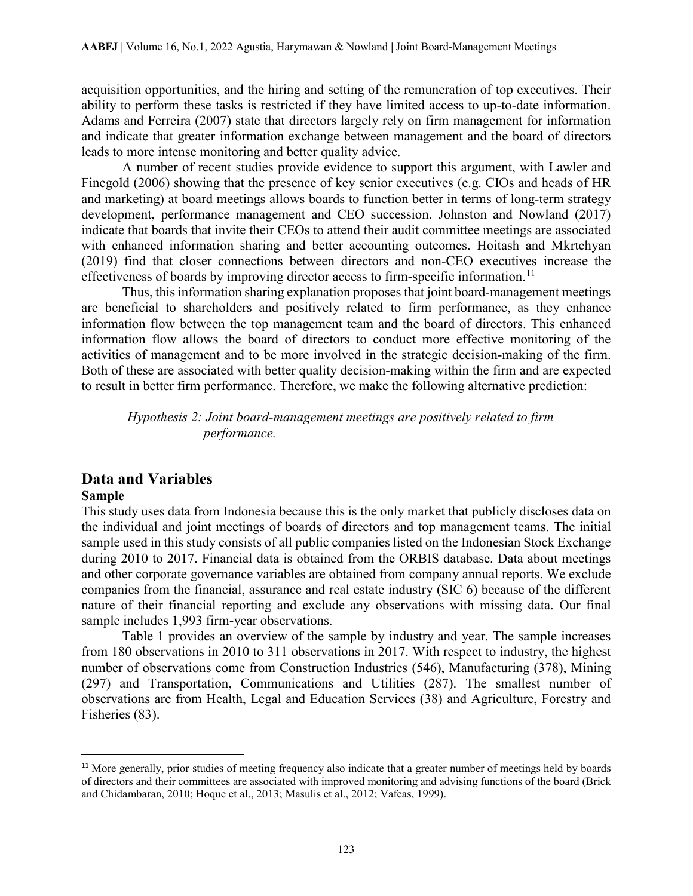acquisition opportunities, and the hiring and setting of the remuneration of top executives. Their ability to perform these tasks is restricted if they have limited access to up-to-date information. Adams and Ferreira (2007) state that directors largely rely on firm management for information and indicate that greater information exchange between management and the board of directors leads to more intense monitoring and better quality advice.

A number of recent studies provide evidence to support this argument, with Lawler and Finegold (2006) showing that the presence of key senior executives (e.g. CIOs and heads of HR and marketing) at board meetings allows boards to function better in terms of long-term strategy development, performance management and CEO succession. Johnston and Nowland (2017) indicate that boards that invite their CEOs to attend their audit committee meetings are associated with enhanced information sharing and better accounting outcomes. Hoitash and Mkrtchyan (2019) find that closer connections between directors and non-CEO executives increase the effectiveness of boards by improving director access to firm-specific information.[11]

Thus, this information sharing explanation proposes that joint board-management meetings are beneficial to shareholders and positively related to firm performance, as they enhance information flow between the top management team and the board of directors. This enhanced information flow allows the board of directors to conduct more effective monitoring of the activities of management and to be more involved in the strategic decision-making of the firm. Both of these are associated with better quality decision-making within the firm and are expected to result in better firm performance. Therefore, we make the following alternative prediction:

*Hypothesis 2: Joint board-management meetings are positively related to firm performance.*

## Data and Variables

### Sample

This study uses data from Indonesia because this is the only market that publicly discloses data on the individual and joint meetings of boards of directors and top management teams. The initial sample used in this study consists of all public companies listed on the Indonesian Stock Exchange during 2010 to 2017. Financial data is obtained from the ORBIS database. Data about meetings and other corporate governance variables are obtained from company annual reports. We exclude companies from the financial, assurance and real estate industry (SIC 6) because of the different nature of their financial reporting and exclude any observations with missing data. Our final sample includes 1,993 firm-year observations.

Table 1 provides an overview of the sample by industry and year. The sample increases from 180 observations in 2010 to 311 observations in 2017. With respect to industry, the highest number of observations come from Construction Industries (546), Manufacturing (378), Mining (297) and Transportation, Communications and Utilities (287). The smallest number of observations are from Health, Legal and Education Services (38) and Agriculture, Forestry and Fisheries (83).

[11] More generally, prior studies of meeting frequency also indicate that a greater number of meetings held by boards of directors and their committees are associated with improved monitoring and advising functions of the board (Brick and Chidambaran, 2010; Hoque et al., 2013; Masulis et al., 2012; Vafeas, 1999).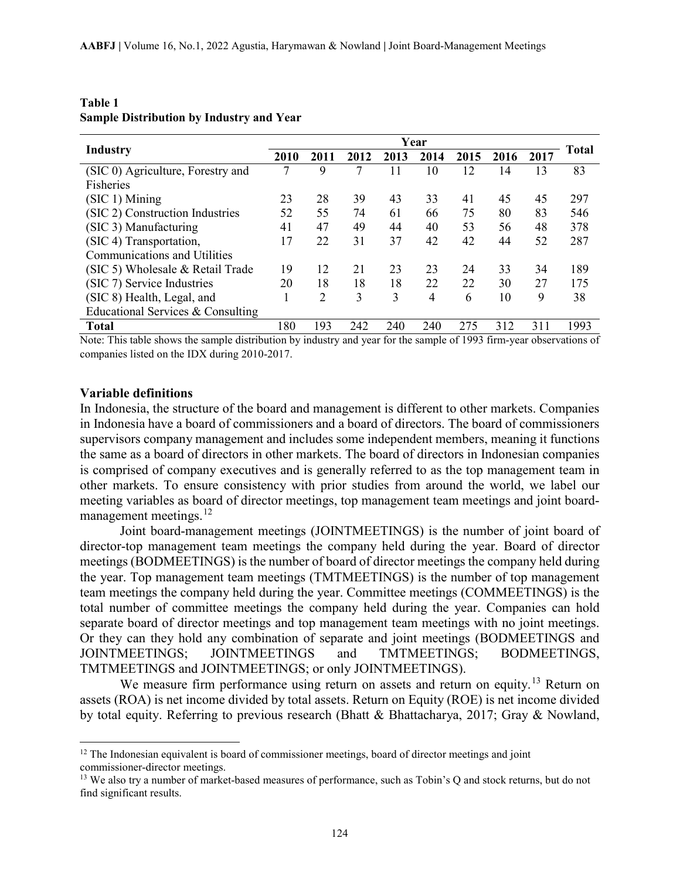**Table 1**
**Sample Distribution by Industry and Year**

| Industry | Year | | | | | | | | Total |
|---|---|---|---|---|---|---|---|---|---|
| | 2010 | 2011 | 2012 | 2013 | 2014 | 2015 | 2016 | 2017 | |
| (SIC 0) Agriculture, Forestry and Fisheries | 7 | 9 | 7 | 11 | 10 | 12 | 14 | 13 | 83 |
| (SIC 1) Mining | 23 | 28 | 39 | 43 | 33 | 41 | 45 | 45 | 297 |
| (SIC 2) Construction Industries | 52 | 55 | 74 | 61 | 66 | 75 | 80 | 83 | 546 |
| (SIC 3) Manufacturing | 41 | 47 | 49 | 44 | 40 | 53 | 56 | 48 | 378 |
| (SIC 4) Transportation, Communications and Utilities | 17 | 22 | 31 | 37 | 42 | 42 | 44 | 52 | 287 |
| (SIC 5) Wholesale & Retail Trade | 19 | 12 | 21 | 23 | 23 | 24 | 33 | 34 | 189 |
| (SIC 7) Service Industries | 20 | 18 | 18 | 18 | 22 | 22 | 30 | 27 | 175 |
| (SIC 8) Health, Legal, and Educational Services & Consulting | 1 | 2 | 3 | 3 | 4 | 6 | 10 | 9 | 38 |
| **Total** | 180 | 193 | 242 | 240 | 240 | 275 | 312 | 311 | 1993 |

Note: This table shows the sample distribution by industry and year for the sample of 1993 firm-year observations of companies listed on the IDX during 2010-2017.

### Variable definitions

In Indonesia, the structure of the board and management is different to other markets. Companies in Indonesia have a board of commissioners and a board of directors. The board of commissioners supervisors company management and includes some independent members, meaning it functions the same as a board of directors in other markets. The board of directors in Indonesian companies is comprised of company executives and is generally referred to as the top management team in other markets. To ensure consistency with prior studies from around the world, we label our meeting variables as board of director meetings, top management team meetings and joint board-management meetings.[12]

Joint board-management meetings (JOINTMEETINGS) is the number of joint board of director-top management team meetings the company held during the year. Board of director meetings (BODMEETINGS) is the number of board of director meetings the company held during the year. Top management team meetings (TMTMEETINGS) is the number of top management team meetings the company held during the year. Committee meetings (COMMEETINGS) is the total number of committee meetings the company held during the year. Companies can hold separate board of director meetings and top management team meetings with no joint meetings. Or they can they hold any combination of separate and joint meetings (BODMEETINGS and JOINTMEETINGS; JOINTMEETINGS and TMTMEETINGS; BODMEETINGS, TMTMEETINGS and JOINTMEETINGS; or only JOINTMEETINGS).

We measure firm performance using return on assets and return on equity.[13] Return on assets (ROA) is net income divided by total assets. Return on Equity (ROE) is net income divided by total equity. Referring to previous research (Bhatt & Bhattacharya, 2017; Gray & Nowland,

[12] The Indonesian equivalent is board of commissioner meetings, board of director meetings and joint commissioner-director meetings.

[13] We also try a number of market-based measures of performance, such as Tobin's Q and stock returns, but do not find significant results.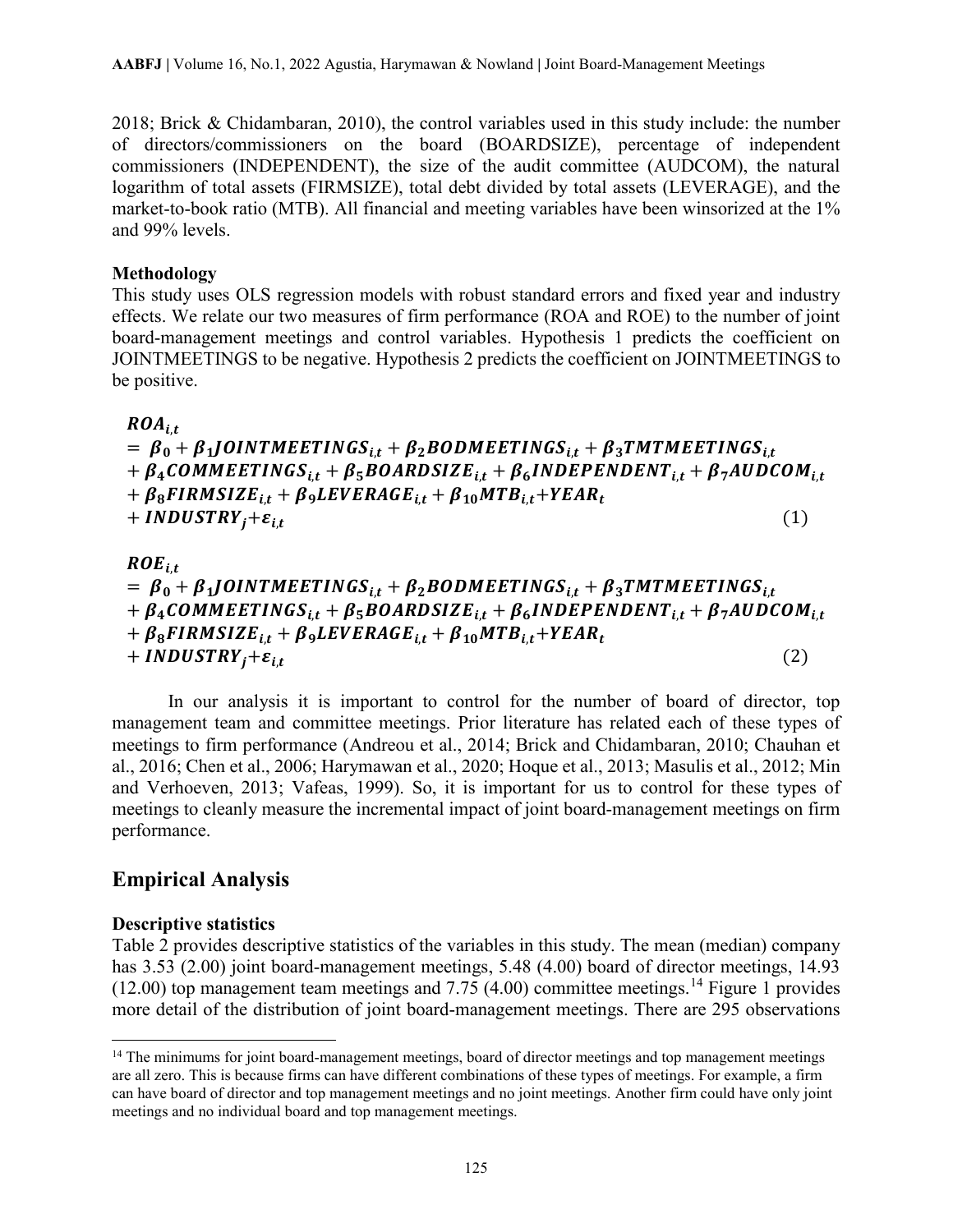2018; Brick & Chidambaran, 2010), the control variables used in this study include: the number of directors/commissioners on the board (BOARDSIZE), percentage of independent commissioners (INDEPENDENT), the size of the audit committee (AUDCOM), the natural logarithm of total assets (FIRMSIZE), total debt divided by total assets (LEVERAGE), and the market-to-book ratio (MTB). All financial and meeting variables have been winsorized at the 1% and 99% levels.

### Methodology

This study uses OLS regression models with robust standard errors and fixed year and industry effects. We relate our two measures of firm performance (ROA and ROE) to the number of joint board-management meetings and control variables. Hypothesis 1 predicts the coefficient on JOINTMEETINGS to be negative. Hypothesis 2 predicts the coefficient on JOINTMEETINGS to be positive.

$$
\begin{aligned}
\boldsymbol{ROA_{i,t}} &= \boldsymbol{\beta_0 + \beta_1 JOINTMEETINGS_{i,t} + \beta_2 BODMEETINGS_{i,t} + \beta_3 TMTMEETINGS_{i,t}} \\
&\quad \boldsymbol{+ \beta_4 COMMEETINGS_{i,t} + \beta_5 BOARDSIZE_{i,t} + \beta_6 INDEPENDENT_{i,t} + \beta_7 AUDCOM_{i,t}} \\
&\quad \boldsymbol{+ \beta_8 FIRMSIZE_{i,t} + \beta_9 LEVERAGE_{i,t} + \beta_{10} MTB_{i,t} + YEAR_t} \\
&\quad \boldsymbol{+ INDUSTRY_j + \varepsilon_{i,t}} \qquad (1)
\end{aligned}
$$

$$
\begin{aligned}
\boldsymbol{ROE_{i,t}} &= \boldsymbol{\beta_0 + \beta_1 JOINTMEETINGS_{i,t} + \beta_2 BODMEETINGS_{i,t} + \beta_3 TMTMEETINGS_{i,t}} \\
&\quad \boldsymbol{+ \beta_4 COMMEETINGS_{i,t} + \beta_5 BOARDSIZE_{i,t} + \beta_6 INDEPENDENT_{i,t} + \beta_7 AUDCOM_{i,t}} \\
&\quad \boldsymbol{+ \beta_8 FIRMSIZE_{i,t} + \beta_9 LEVERAGE_{i,t} + \beta_{10} MTB_{i,t} + YEAR_t} \\
&\quad \boldsymbol{+ INDUSTRY_j + \varepsilon_{i,t}} \qquad (2)
\end{aligned}
$$

In our analysis it is important to control for the number of board of director, top management team and committee meetings. Prior literature has related each of these types of meetings to firm performance (Andreou et al., 2014; Brick and Chidambaran, 2010; Chauhan et al., 2016; Chen et al., 2006; Harymawan et al., 2020; Hoque et al., 2013; Masulis et al., 2012; Min and Verhoeven, 2013; Vafeas, 1999). So, it is important for us to control for these types of meetings to cleanly measure the incremental impact of joint board-management meetings on firm performance.

## Empirical Analysis

### Descriptive statistics

Table 2 provides descriptive statistics of the variables in this study. The mean (median) company has 3.53 (2.00) joint board-management meetings, 5.48 (4.00) board of director meetings, 14.93 (12.00) top management team meetings and 7.75 (4.00) committee meetings.[14] Figure 1 provides more detail of the distribution of joint board-management meetings. There are 295 observations

[14] The minimums for joint board-management meetings, board of director meetings and top management meetings are all zero. This is because firms can have different combinations of these types of meetings. For example, a firm can have board of director and top management meetings and no joint meetings. Another firm could have only joint meetings and no individual board and top management meetings.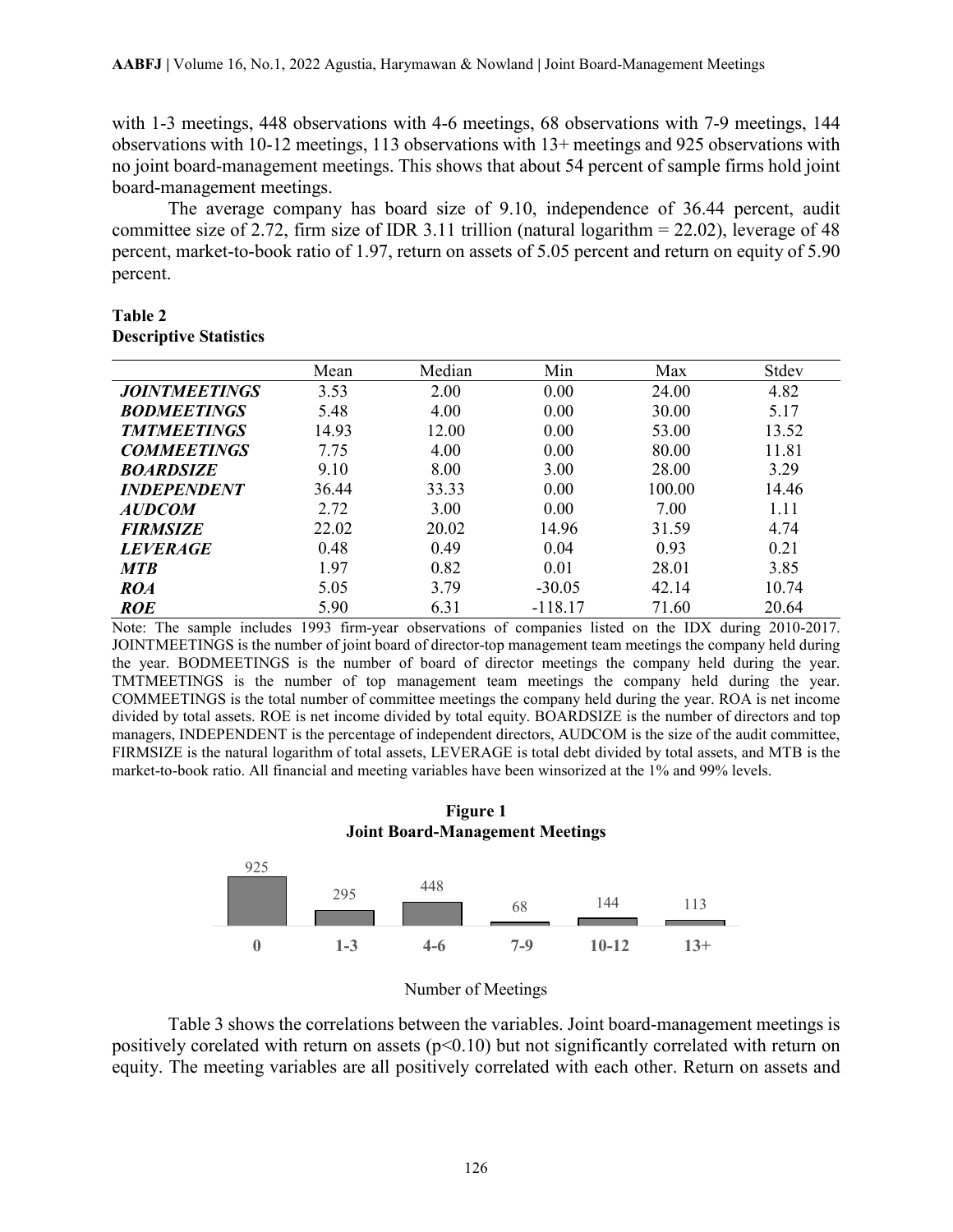with 1-3 meetings, 448 observations with 4-6 meetings, 68 observations with 7-9 meetings, 144 observations with 10-12 meetings, 113 observations with 13+ meetings and 925 observations with no joint board-management meetings. This shows that about 54 percent of sample firms hold joint board-management meetings.

The average company has board size of 9.10, independence of 36.44 percent, audit committee size of 2.72, firm size of IDR 3.11 trillion (natural logarithm = 22.02), leverage of 48 percent, market-to-book ratio of 1.97, return on assets of 5.05 percent and return on equity of 5.90 percent.

**Table 2**
**Descriptive Statistics**

| | Mean | Median | Min | Max | Stdev |
|---|---|---|---|---|---|
| ***JOINTMEETINGS*** | 3.53 | 2.00 | 0.00 | 24.00 | 4.82 |
| ***BODMEETINGS*** | 5.48 | 4.00 | 0.00 | 30.00 | 5.17 |
| ***TMTMEETINGS*** | 14.93 | 12.00 | 0.00 | 53.00 | 13.52 |
| ***COMMEETINGS*** | 7.75 | 4.00 | 0.00 | 80.00 | 11.81 |
| ***BOARDSIZE*** | 9.10 | 8.00 | 3.00 | 28.00 | 3.29 |
| ***INDEPENDENT*** | 36.44 | 33.33 | 0.00 | 100.00 | 14.46 |
| ***AUDCOM*** | 2.72 | 3.00 | 0.00 | 7.00 | 1.11 |
| ***FIRMSIZE*** | 22.02 | 20.02 | 14.96 | 31.59 | 4.74 |
| ***LEVERAGE*** | 0.48 | 0.49 | 0.04 | 0.93 | 0.21 |
| ***MTB*** | 1.97 | 0.82 | 0.01 | 28.01 | 3.85 |
| ***ROA*** | 5.05 | 3.79 | -30.05 | 42.14 | 10.74 |
| ***ROE*** | 5.90 | 6.31 | -118.17 | 71.60 | 20.64 |

Note: The sample includes 1993 firm-year observations of companies listed on the IDX during 2010-2017. JOINTMEETINGS is the number of joint board of director-top management team meetings the company held during the year. BODMEETINGS is the number of board of director meetings the company held during the year. TMTMEETINGS is the number of top management team meetings the company held during the year. COMMEETINGS is the total number of committee meetings the company held during the year. ROA is net income divided by total assets. ROE is net income divided by total equity. BOARDSIZE is the number of directors and top managers, INDEPENDENT is the percentage of independent directors, AUDCOM is the size of the audit committee, FIRMSIZE is the natural logarithm of total assets, LEVERAGE is total debt divided by total assets, and MTB is the market-to-book ratio. All financial and meeting variables have been winsorized at the 1% and 99% levels.

**Figure 1**
**Joint Board-Management Meetings**

| Number of Meetings | 0 | 1-3 | 4-6 | 7-9 | 10-12 | 13+ |
|---|---|---|---|---|---|---|
| Observations | 925 | 295 | 448 | 68 | 144 | 113 |

Number of Meetings

Table 3 shows the correlations between the variables. Joint board-management meetings is positively corelated with return on assets ($p<0.10$) but not significantly correlated with return on equity. The meeting variables are all positively correlated with each other. Return on assets and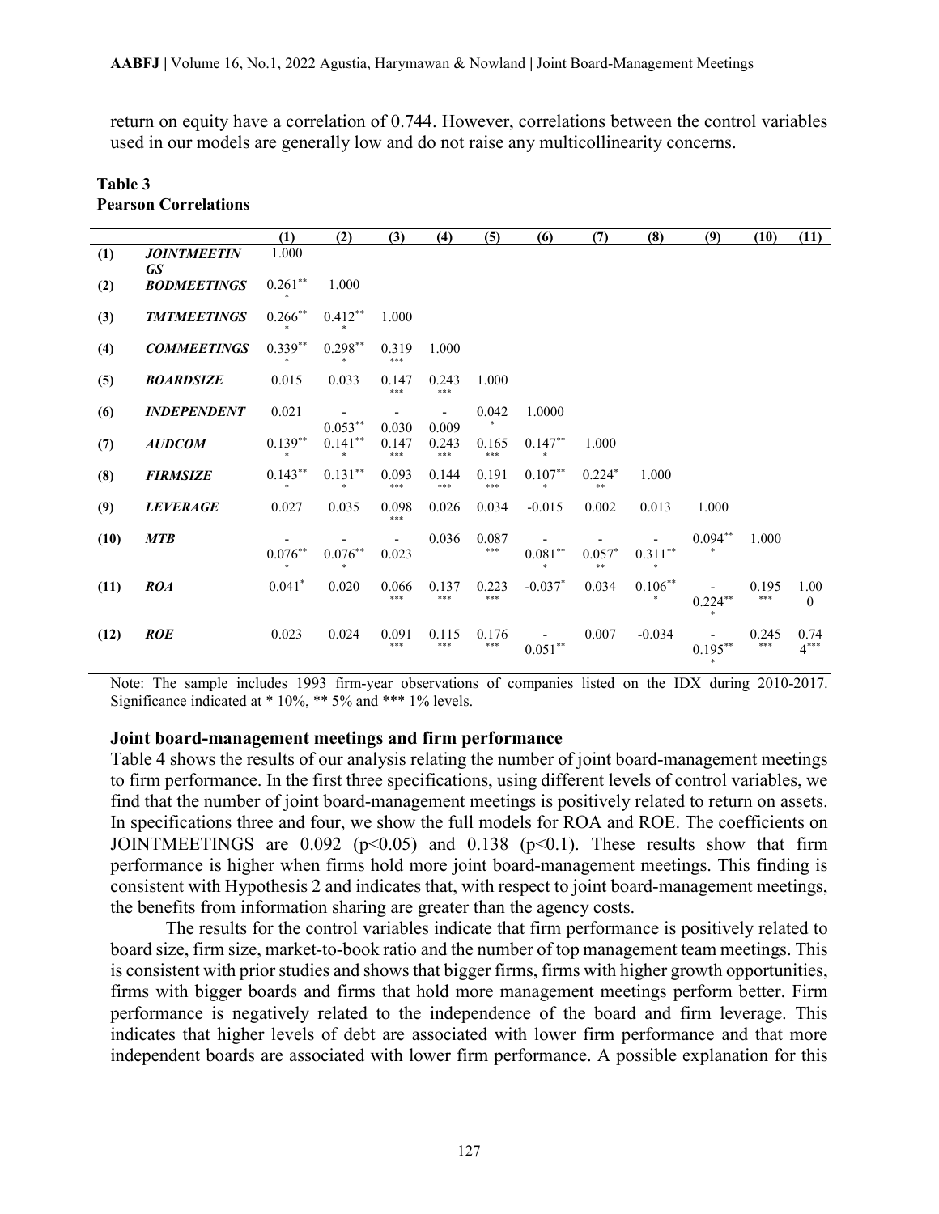return on equity have a correlation of 0.744. However, correlations between the control variables used in our models are generally low and do not raise any multicollinearity concerns.

**Table 3**
**Pearson Correlations**

| | | (1) | (2) | (3) | (4) | (5) | (6) | (7) | (8) | (9) | (10) | (11) |
|---|---|---|---|---|---|---|---|---|---|---|---|---|
| (1) | *JOINTMEETINGS* | 1.000 | | | | | | | | | | |
| (2) | *BODMEETINGS* | 0.261*** | 1.000 | | | | | | | | | |
| (3) | *TMTMEETINGS* | 0.266*** | 0.412*** | 1.000 | | | | | | | | |
| (4) | *COMMEETINGS* | 0.339*** | 0.298*** | 0.319*** | 1.000 | | | | | | | |
| (5) | *BOARDSIZE* | 0.015 | 0.033 | 0.147*** | 0.243*** | 1.000 | | | | | | |
| (6) | *INDEPENDENT* | 0.021 | -0.053** | -0.030 | -0.009 | 0.042* | 1.0000 | | | | | |
| (7) | *AUDCOM* | 0.139*** | 0.141*** | 0.147*** | 0.243*** | 0.165*** | 0.147*** | 1.000 | | | | |
| (8) | *FIRMSIZE* | 0.143*** | 0.131*** | 0.093*** | 0.144*** | 0.191*** | 0.107*** | 0.224*** | 1.000 | | | |
| (9) | *LEVERAGE* | 0.027 | 0.035 | 0.098*** | 0.026 | 0.034 | -0.015 | 0.002 | 0.013 | 1.000 | | |
| (10) | *MTB* | -0.076*** | -0.076*** | -0.023 | 0.036 | 0.087*** | -0.081*** | -0.057*** | -0.311*** | 0.094*** | 1.000 | |
| (11) | *ROA* | 0.041* | 0.020 | 0.066*** | 0.137*** | 0.223*** | -0.037* | 0.034 | 0.106*** | -0.224*** | 0.195*** | 1.000 |
| (12) | *ROE* | 0.023 | 0.024 | 0.091*** | 0.115*** | 0.176*** | -0.051** | 0.007 | -0.034 | -0.195*** | 0.245*** | 0.744*** |

Note: The sample includes 1993 firm-year observations of companies listed on the IDX during 2010-2017. Significance indicated at * 10%, ** 5% and *** 1% levels.

### Joint board-management meetings and firm performance

Table 4 shows the results of our analysis relating the number of joint board-management meetings to firm performance. In the first three specifications, using different levels of control variables, we find that the number of joint board-management meetings is positively related to return on assets. In specifications three and four, we show the full models for ROA and ROE. The coefficients on JOINTMEETINGS are 0.092 ($p<0.05$) and 0.138 ($p<0.1$). These results show that firm performance is higher when firms hold more joint board-management meetings. This finding is consistent with Hypothesis 2 and indicates that, with respect to joint board-management meetings, the benefits from information sharing are greater than the agency costs.

The results for the control variables indicate that firm performance is positively related to board size, firm size, market-to-book ratio and the number of top management team meetings. This is consistent with prior studies and shows that bigger firms, firms with higher growth opportunities, firms with bigger boards and firms that hold more management meetings perform better. Firm performance is negatively related to the independence of the board and firm leverage. This indicates that higher levels of debt are associated with lower firm performance and that more independent boards are associated with lower firm performance. A possible explanation for this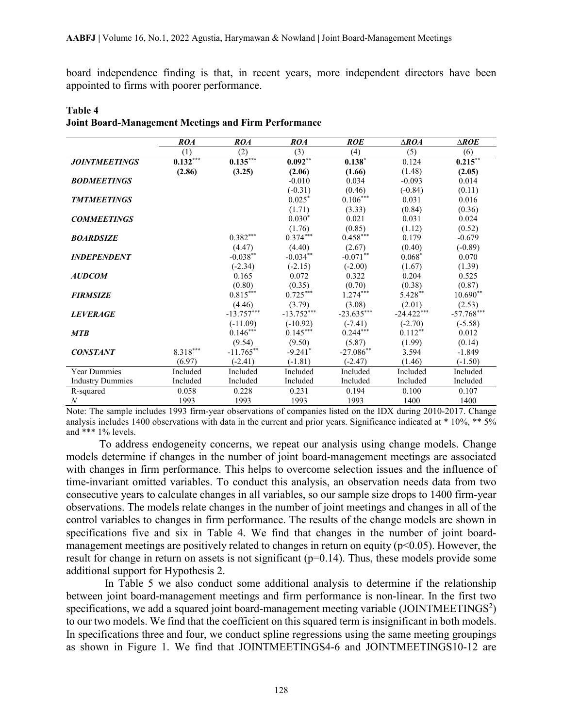board independence finding is that, in recent years, more independent directors have been appointed to firms with poorer performance.

**Table 4**
**Joint Board-Management Meetings and Firm Performance**

| | *ROA* | *ROA* | *ROA* | *ROE* | *ΔROA* | *ΔROE* |
|---|---|---|---|---|---|---|
| | (1) | (2) | (3) | (4) | (5) | (6) |
| ***JOINTMEETINGS*** | **0.132\*\*\*** | **0.135\*\*\*** | **0.092\*\*** | **0.138\*** | 0.124 | **0.215\*\*** |
| | **(2.86)** | **(3.25)** | **(2.06)** | **(1.66)** | (1.48) | **(2.05)** |
| ***BODMEETINGS*** | | | -0.010 | 0.034 | -0.093 | 0.014 |
| | | | (-0.31) | (0.46) | (-0.84) | (0.11) |
| ***TMTMEETINGS*** | | | 0.025\* | 0.106\*\*\* | 0.031 | 0.016 |
| | | | (1.71) | (3.33) | (0.84) | (0.36) |
| ***COMMEETINGS*** | | | 0.030\* | 0.021 | 0.031 | 0.024 |
| | | | (1.76) | (0.85) | (1.12) | (0.52) |
| ***BOARDSIZE*** | | 0.382\*\*\* | 0.374\*\*\* | 0.458\*\*\* | 0.179 | -0.679 |
| | | (4.47) | (4.40) | (2.67) | (0.40) | (-0.89) |
| ***INDEPENDENT*** | | -0.038\*\* | -0.034\*\* | -0.071\*\* | 0.068\* | 0.070 |
| | | (-2.34) | (-2.15) | (-2.00) | (1.67) | (1.39) |
| ***AUDCOM*** | | 0.165 | 0.072 | 0.322 | 0.204 | 0.525 |
| | | (0.80) | (0.35) | (0.70) | (0.38) | (0.87) |
| ***FIRMSIZE*** | | 0.815\*\*\* | 0.725\*\*\* | 1.274\*\*\* | 5.428\*\* | 10.690\*\* |
| | | (4.46) | (3.79) | (3.08) | (2.01) | (2.53) |
| ***LEVERAGE*** | | -13.757\*\*\* | -13.752\*\*\* | -23.635\*\*\* | -24.422\*\*\* | -57.768\*\*\* |
| | | (-11.09) | (-10.92) | (-7.41) | (-2.70) | (-5.58) |
| ***MTB*** | | 0.146\*\*\* | 0.145\*\*\* | 0.244\*\*\* | 0.112\*\* | 0.012 |
| | | (9.54) | (9.50) | (5.87) | (1.99) | (0.14) |
| ***CONSTANT*** | 8.318\*\*\* | -11.765\*\* | -9.241\* | -27.086\*\* | 3.594 | -1.849 |
| | (6.97) | (-2.41) | (-1.81) | (-2.47) | (1.46) | (-1.50) |
| Year Dummies | Included | Included | Included | Included | Included | Included |
| Industry Dummies | Included | Included | Included | Included | Included | Included |
| R-squared | 0.058 | 0.228 | 0.231 | 0.194 | 0.100 | 0.107 |
| *N* | 1993 | 1993 | 1993 | 1993 | 1400 | 1400 |

Note: The sample includes 1993 firm-year observations of companies listed on the IDX during 2010-2017. Change analysis includes 1400 observations with data in the current and prior years. Significance indicated at * 10%, ** 5% and *** 1% levels.

To address endogeneity concerns, we repeat our analysis using change models. Change models determine if changes in the number of joint board-management meetings are associated with changes in firm performance. This helps to overcome selection issues and the influence of time-invariant omitted variables. To conduct this analysis, an observation needs data from two consecutive years to calculate changes in all variables, so our sample size drops to 1400 firm-year observations. The models relate changes in the number of joint meetings and changes in all of the control variables to changes in firm performance. The results of the change models are shown in specifications five and six in Table 4. We find that changes in the number of joint board-management meetings are positively related to changes in return on equity ($p<0.05$). However, the result for change in return on assets is not significant ($p=0.14$). Thus, these models provide some additional support for Hypothesis 2.

In Table 5 we also conduct some additional analysis to determine if the relationship between joint board-management meetings and firm performance is non-linear. In the first two specifications, we add a squared joint board-management meeting variable ($JOINTMEETINGS^2$) to our two models. We find that the coefficient on this squared term is insignificant in both models. In specifications three and four, we conduct spline regressions using the same meeting groupings as shown in Figure 1. We find that JOINTMEETINGS4-6 and JOINTMEETINGS10-12 are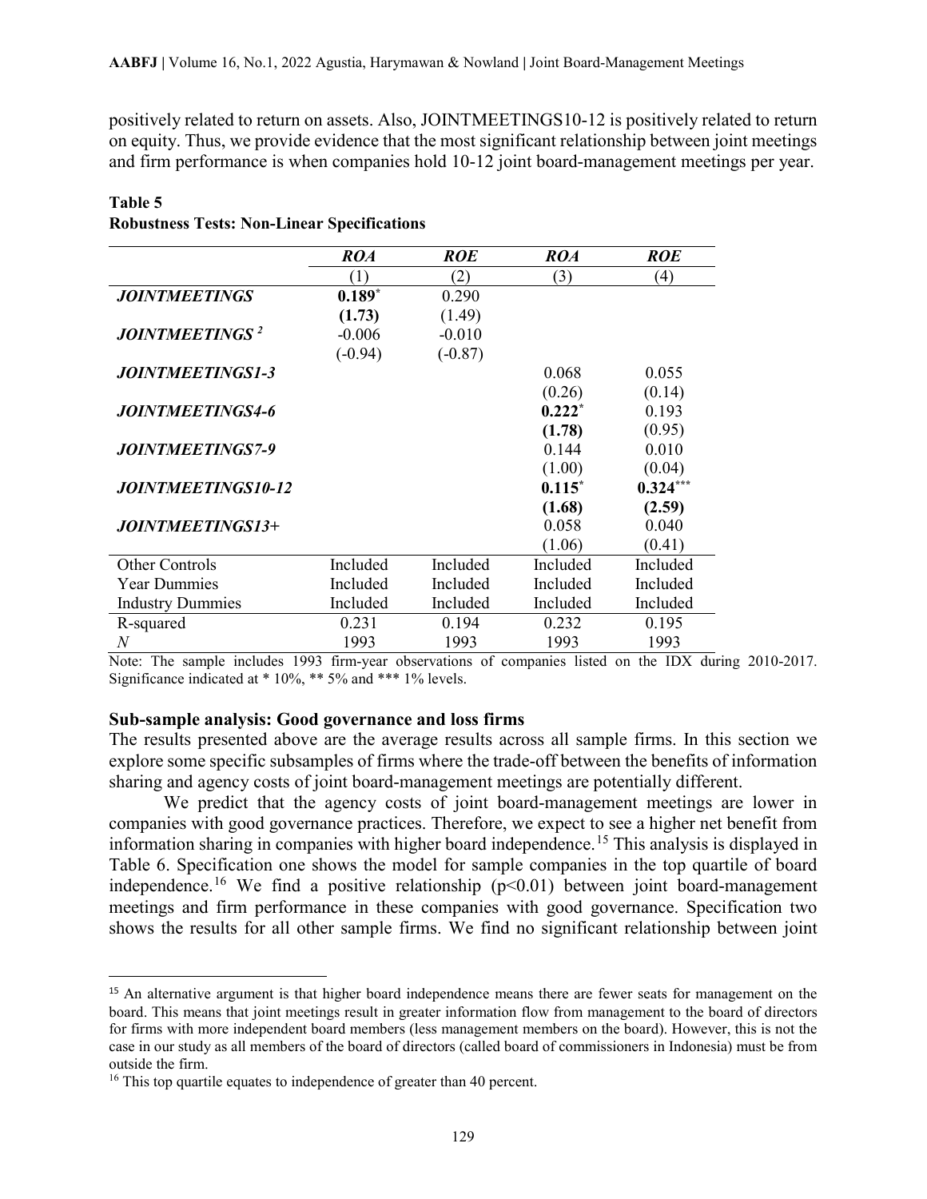positively related to return on assets. Also, JOINTMEETINGS10-12 is positively related to return on equity. Thus, we provide evidence that the most significant relationship between joint meetings and firm performance is when companies hold 10-12 joint board-management meetings per year.

**Table 5**
**Robustness Tests: Non-Linear Specifications**

| | ***ROA*** | ***ROE*** | ***ROA*** | ***ROE*** |
|---|---|---|---|---|
| | (1) | (2) | (3) | (4) |
| ***JOINTMEETINGS*** | **0.189*** | 0.290 | | |
| | **(1.73)** | (1.49) | | |
| ***JOINTMEETINGS*** $^{2}$ | -0.006 | -0.010 | | |
| | (-0.94) | (-0.87) | | |
| ***JOINTMEETINGS1-3*** | | | 0.068 | 0.055 |
| | | | (0.26) | (0.14) |
| ***JOINTMEETINGS4-6*** | | | **0.222*** | 0.193 |
| | | | **(1.78)** | (0.95) |
| ***JOINTMEETINGS7-9*** | | | 0.144 | 0.010 |
| | | | (1.00) | (0.04) |
| ***JOINTMEETINGS10-12*** | | | **0.115*** | **0.324***** |
| | | | **(1.68)** | **(2.59)** |
| ***JOINTMEETINGS13+*** | | | 0.058 | 0.040 |
| | | | (1.06) | (0.41) |
| Other Controls | Included | Included | Included | Included |
| Year Dummies | Included | Included | Included | Included |
| Industry Dummies | Included | Included | Included | Included |
| R-squared | 0.231 | 0.194 | 0.232 | 0.195 |
| *N* | 1993 | 1993 | 1993 | 1993 |

Note: The sample includes 1993 firm-year observations of companies listed on the IDX during 2010-2017. Significance indicated at * 10%, ** 5% and *** 1% levels.

### Sub-sample analysis: Good governance and loss firms

The results presented above are the average results across all sample firms. In this section we explore some specific subsamples of firms where the trade-off between the benefits of information sharing and agency costs of joint board-management meetings are potentially different.

We predict that the agency costs of joint board-management meetings are lower in companies with good governance practices. Therefore, we expect to see a higher net benefit from information sharing in companies with higher board independence.[15] This analysis is displayed in Table 6. Specification one shows the model for sample companies in the top quartile of board independence.[16] We find a positive relationship ($p<0.01$) between joint board-management meetings and firm performance in these companies with good governance. Specification two shows the results for all other sample firms. We find no significant relationship between joint

---

[15] An alternative argument is that higher board independence means there are fewer seats for management on the board. This means that joint meetings result in greater information flow from management to the board of directors for firms with more independent board members (less management members on the board). However, this is not the case in our study as all members of the board of directors (called board of commissioners in Indonesia) must be from outside the firm.

[16] This top quartile equates to independence of greater than 40 percent.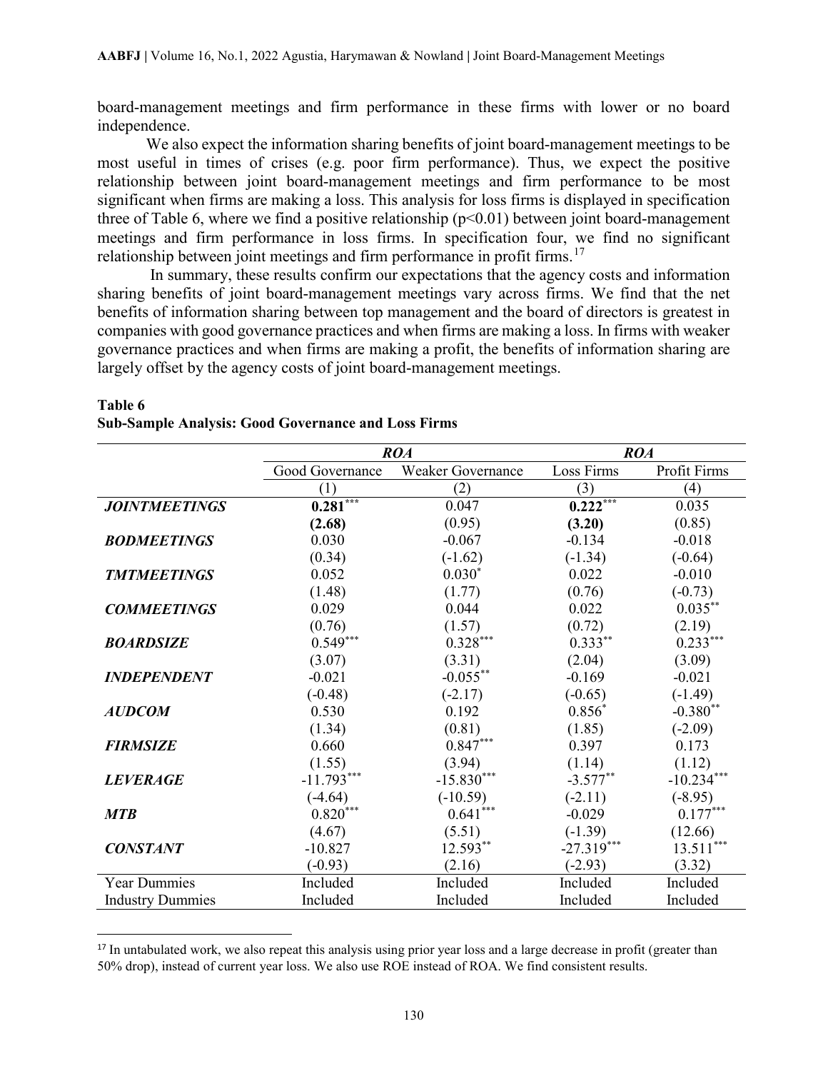board-management meetings and firm performance in these firms with lower or no board independence.

We also expect the information sharing benefits of joint board-management meetings to be most useful in times of crises (e.g. poor firm performance). Thus, we expect the positive relationship between joint board-management meetings and firm performance to be most significant when firms are making a loss. This analysis for loss firms is displayed in specification three of Table 6, where we find a positive relationship ($p<0.01$) between joint board-management meetings and firm performance in loss firms. In specification four, we find no significant relationship between joint meetings and firm performance in profit firms.[17]

In summary, these results confirm our expectations that the agency costs and information sharing benefits of joint board-management meetings vary across firms. We find that the net benefits of information sharing between top management and the board of directors is greatest in companies with good governance practices and when firms are making a loss. In firms with weaker governance practices and when firms are making a profit, the benefits of information sharing are largely offset by the agency costs of joint board-management meetings.

**Table 6**
**Sub-Sample Analysis: Good Governance and Loss Firms**

| | ***ROA*** | | ***ROA*** | |
|---|---|---|---|---|
| | Good Governance | Weaker Governance | Loss Firms | Profit Firms |
| | (1) | (2) | (3) | (4) |
| ***JOINTMEETINGS*** | **0.281*****  | 0.047 | **0.222***** | 0.035 |
| | **(2.68)** | (0.95) | **(3.20)** | (0.85) |
| ***BODMEETINGS*** | 0.030 | -0.067 | -0.134 | -0.018 |
| | (0.34) | (-1.62) | (-1.34) | (-0.64) |
| ***TMTMEETINGS*** | 0.052 | 0.030* | 0.022 | -0.010 |
| | (1.48) | (1.77) | (0.76) | (-0.73) |
| ***COMMEETINGS*** | 0.029 | 0.044 | 0.022 | 0.035** |
| | (0.76) | (1.57) | (0.72) | (2.19) |
| ***BOARDSIZE*** | 0.549*** | 0.328*** | 0.333** | 0.233*** |
| | (3.07) | (3.31) | (2.04) | (3.09) |
| ***INDEPENDENT*** | -0.021 | -0.055** | -0.169 | -0.021 |
| | (-0.48) | (-2.17) | (-0.65) | (-1.49) |
| ***AUDCOM*** | 0.530 | 0.192 | 0.856* | -0.380** |
| | (1.34) | (0.81) | (1.85) | (-2.09) |
| ***FIRMSIZE*** | 0.660 | 0.847*** | 0.397 | 0.173 |
| | (1.55) | (3.94) | (1.14) | (1.12) |
| ***LEVERAGE*** | -11.793*** | -15.830*** | -3.577** | -10.234*** |
| | (-4.64) | (-10.59) | (-2.11) | (-8.95) |
| ***MTB*** | 0.820*** | 0.641*** | -0.029 | 0.177*** |
| | (4.67) | (5.51) | (-1.39) | (12.66) |
| ***CONSTANT*** | -10.827 | 12.593** | -27.319*** | 13.511*** |
| | (-0.93) | (2.16) | (-2.93) | (3.32) |
| Year Dummies | Included | Included | Included | Included |
| Industry Dummies | Included | Included | Included | Included |

[17] In untabulated work, we also repeat this analysis using prior year loss and a large decrease in profit (greater than 50% drop), instead of current year loss. We also use ROE instead of ROA. We find consistent results.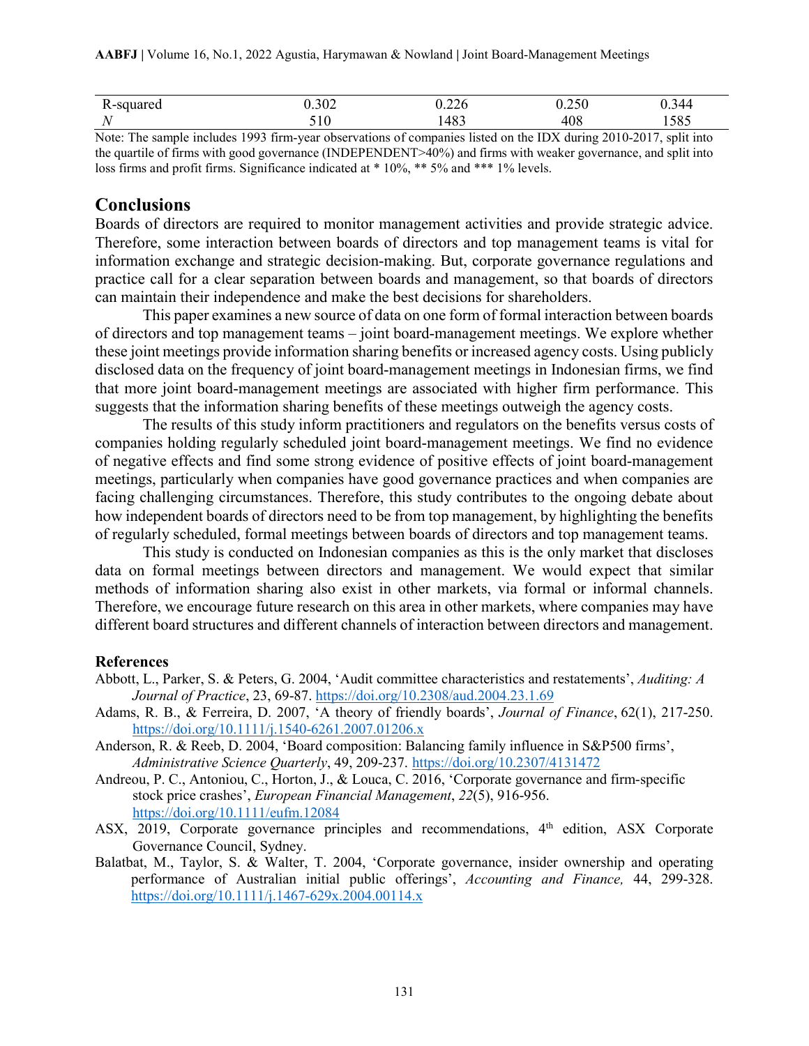| R-squared | 0.302 | 0.226 | 0.250 | 0.344 |
|---|---|---|---|---|
| *N* | 510 | 1483 | 408 | 1585 |

Note: The sample includes 1993 firm-year observations of companies listed on the IDX during 2010-2017, split into the quartile of firms with good governance (INDEPENDENT>40%) and firms with weaker governance, and split into loss firms and profit firms. Significance indicated at * 10%, ** 5% and *** 1% levels.

## Conclusions

Boards of directors are required to monitor management activities and provide strategic advice. Therefore, some interaction between boards of directors and top management teams is vital for information exchange and strategic decision-making. But, corporate governance regulations and practice call for a clear separation between boards and management, so that boards of directors can maintain their independence and make the best decisions for shareholders.

This paper examines a new source of data on one form of formal interaction between boards of directors and top management teams – joint board-management meetings. We explore whether these joint meetings provide information sharing benefits or increased agency costs. Using publicly disclosed data on the frequency of joint board-management meetings in Indonesian firms, we find that more joint board-management meetings are associated with higher firm performance. This suggests that the information sharing benefits of these meetings outweigh the agency costs.

The results of this study inform practitioners and regulators on the benefits versus costs of companies holding regularly scheduled joint board-management meetings. We find no evidence of negative effects and find some strong evidence of positive effects of joint board-management meetings, particularly when companies have good governance practices and when companies are facing challenging circumstances. Therefore, this study contributes to the ongoing debate about how independent boards of directors need to be from top management, by highlighting the benefits of regularly scheduled, formal meetings between boards of directors and top management teams.

This study is conducted on Indonesian companies as this is the only market that discloses data on formal meetings between directors and management. We would expect that similar methods of information sharing also exist in other markets, via formal or informal channels. Therefore, we encourage future research on this area in other markets, where companies may have different board structures and different channels of interaction between directors and management.

### References

Abbott, L., Parker, S. & Peters, G. 2004, 'Audit committee characteristics and restatements', *Auditing: A Journal of Practice*, 23, 69-87. https://doi.org/10.2308/aud.2004.23.1.69

Adams, R. B., & Ferreira, D. 2007, 'A theory of friendly boards', *Journal of Finance*, 62(1), 217-250. https://doi.org/10.1111/j.1540-6261.2007.01206.x

Anderson, R. & Reeb, D. 2004, 'Board composition: Balancing family influence in S&P500 firms', *Administrative Science Quarterly*, 49, 209-237. https://doi.org/10.2307/4131472

Andreou, P. C., Antoniou, C., Horton, J., & Louca, C. 2016, 'Corporate governance and firm-specific stock price crashes', *European Financial Management*, *22*(5), 916-956. https://doi.org/10.1111/eufm.12084

ASX, 2019, Corporate governance principles and recommendations, 4th edition, ASX Corporate Governance Council, Sydney.

Balatbat, M., Taylor, S. & Walter, T. 2004, 'Corporate governance, insider ownership and operating performance of Australian initial public offerings', *Accounting and Finance,* 44, 299-328. https://doi.org/10.1111/j.1467-629x.2004.00114.x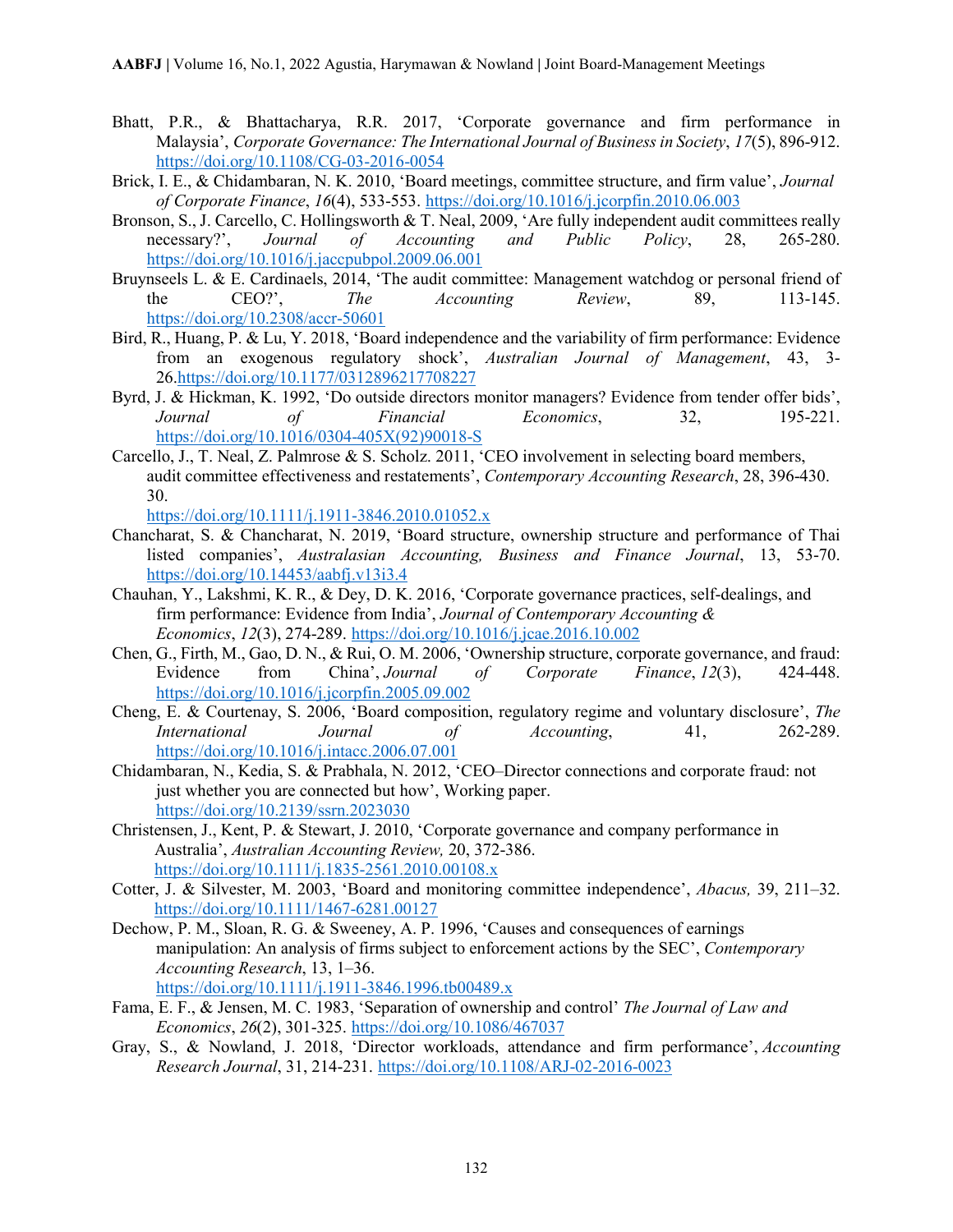Bhatt, P.R., & Bhattacharya, R.R. 2017, 'Corporate governance and firm performance in Malaysia', *Corporate Governance: The International Journal of Business in Society*, *17*(5), 896-912. https://doi.org/10.1108/CG-03-2016-0054

Brick, I. E., & Chidambaran, N. K. 2010, 'Board meetings, committee structure, and firm value', *Journal of Corporate Finance*, *16*(4), 533-553. https://doi.org/10.1016/j.jcorpfin.2010.06.003

Bronson, S., J. Carcello, C. Hollingsworth & T. Neal, 2009, 'Are fully independent audit committees really necessary?', *Journal of Accounting and Public Policy*, 28, 265-280. https://doi.org/10.1016/j.jaccpubpol.2009.06.001

Bruynseels L. & E. Cardinaels, 2014, 'The audit committee: Management watchdog or personal friend of the CEO?', *The Accounting Review*, 89, 113-145. https://doi.org/10.2308/accr-50601

Bird, R., Huang, P. & Lu, Y. 2018, 'Board independence and the variability of firm performance: Evidence from an exogenous regulatory shock', *Australian Journal of Management*, 43, 3-26.https://doi.org/10.1177/0312896217708227

Byrd, J. & Hickman, K. 1992, 'Do outside directors monitor managers? Evidence from tender offer bids', *Journal of Financial Economics*, 32, 195-221. https://doi.org/10.1016/0304-405X(92)90018-S

Carcello, J., T. Neal, Z. Palmrose & S. Scholz. 2011, 'CEO involvement in selecting board members, audit committee effectiveness and restatements', *Contemporary Accounting Research*, 28, 396-430. 30. https://doi.org/10.1111/j.1911-3846.2010.01052.x

Chancharat, S. & Chancharat, N. 2019, 'Board structure, ownership structure and performance of Thai listed companies', *Australasian Accounting, Business and Finance Journal*, 13, 53-70. https://doi.org/10.14453/aabfj.v13i3.4

Chauhan, Y., Lakshmi, K. R., & Dey, D. K. 2016, 'Corporate governance practices, self-dealings, and firm performance: Evidence from India', *Journal of Contemporary Accounting & Economics*, *12*(3), 274-289. https://doi.org/10.1016/j.jcae.2016.10.002

Chen, G., Firth, M., Gao, D. N., & Rui, O. M. 2006, 'Ownership structure, corporate governance, and fraud: Evidence from China', *Journal of Corporate Finance*, *12*(3), 424-448. https://doi.org/10.1016/j.jcorpfin.2005.09.002

Cheng, E. & Courtenay, S. 2006, 'Board composition, regulatory regime and voluntary disclosure', *The International Journal of Accounting*, 41, 262-289. https://doi.org/10.1016/j.intacc.2006.07.001

Chidambaran, N., Kedia, S. & Prabhala, N. 2012, 'CEO–Director connections and corporate fraud: not just whether you are connected but how', Working paper. https://doi.org/10.2139/ssrn.2023030

Christensen, J., Kent, P. & Stewart, J. 2010, 'Corporate governance and company performance in Australia', *Australian Accounting Review,* 20, 372-386. https://doi.org/10.1111/j.1835-2561.2010.00108.x

Cotter, J. & Silvester, M. 2003, 'Board and monitoring committee independence', *Abacus,* 39, 211–32. https://doi.org/10.1111/1467-6281.00127

Dechow, P. M., Sloan, R. G. & Sweeney, A. P. 1996, 'Causes and consequences of earnings manipulation: An analysis of firms subject to enforcement actions by the SEC', *Contemporary Accounting Research*, 13, 1–36. https://doi.org/10.1111/j.1911-3846.1996.tb00489.x

Fama, E. F., & Jensen, M. C. 1983, 'Separation of ownership and control' *The Journal of Law and Economics*, *26*(2), 301-325. https://doi.org/10.1086/467037

Gray, S., & Nowland, J. 2018, 'Director workloads, attendance and firm performance', *Accounting Research Journal*, 31, 214-231. https://doi.org/10.1108/ARJ-02-2016-0023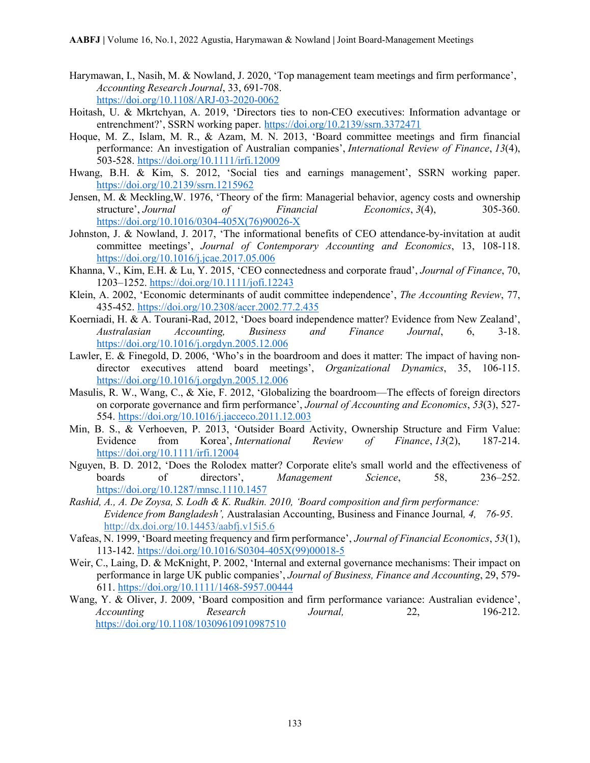Harymawan, I., Nasih, M. & Nowland, J. 2020, 'Top management team meetings and firm performance', *Accounting Research Journal*, 33, 691-708. https://doi.org/10.1108/ARJ-03-2020-0062

Hoitash, U. & Mkrtchyan, A. 2019, 'Directors ties to non-CEO executives: Information advantage or entrenchment?', SSRN working paper. https://doi.org/10.2139/ssrn.3372471

Hoque, M. Z., Islam, M. R., & Azam, M. N. 2013, 'Board committee meetings and firm financial performance: An investigation of Australian companies', *International Review of Finance*, *13*(4), 503-528. https://doi.org/10.1111/irfi.12009

Hwang, B.H. & Kim, S. 2012, 'Social ties and earnings management', SSRN working paper. https://doi.org/10.2139/ssrn.1215962

Jensen, M. & Meckling,W. 1976, 'Theory of the firm: Managerial behavior, agency costs and ownership structure', *Journal of Financial Economics*, *3*(4), 305-360. https://doi.org/10.1016/0304-405X(76)90026-X

Johnston, J. & Nowland, J. 2017, 'The informational benefits of CEO attendance-by-invitation at audit committee meetings', *Journal of Contemporary Accounting and Economics*, 13, 108-118. https://doi.org/10.1016/j.jcae.2017.05.006

Khanna, V., Kim, E.H. & Lu, Y. 2015, 'CEO connectedness and corporate fraud', *Journal of Finance*, 70, 1203–1252. https://doi.org/10.1111/jofi.12243

Klein, A. 2002, 'Economic determinants of audit committee independence', *The Accounting Review*, 77, 435-452. https://doi.org/10.2308/accr.2002.77.2.435

Koerniadi, H. & A. Tourani-Rad, 2012, 'Does board independence matter? Evidence from New Zealand', *Australasian Accounting, Business and Finance Journal*, 6, 3-18. https://doi.org/10.1016/j.orgdyn.2005.12.006

Lawler, E. & Finegold, D. 2006, 'Who's in the boardroom and does it matter: The impact of having non-director executives attend board meetings', *Organizational Dynamics*, 35, 106-115. https://doi.org/10.1016/j.orgdyn.2005.12.006

Masulis, R. W., Wang, C., & Xie, F. 2012, 'Globalizing the boardroom—The effects of foreign directors on corporate governance and firm performance', *Journal of Accounting and Economics*, *53*(3), 527-554. https://doi.org/10.1016/j.jacceco.2011.12.003

Min, B. S., & Verhoeven, P. 2013, 'Outsider Board Activity, Ownership Structure and Firm Value: Evidence from Korea', *International Review of Finance*, *13*(2), 187-214. https://doi.org/10.1111/irfi.12004

Nguyen, B. D. 2012, 'Does the Rolodex matter? Corporate elite's small world and the effectiveness of boards of directors', *Management Science*, 58, 236–252. https://doi.org/10.1287/mnsc.1110.1457

*Rashid, A., A. De Zoysa, S. Lodh & K. Rudkin. 2010, 'Board composition and firm performance: Evidence from Bangladesh',* Australasian Accounting, Business and Finance Journal*, 4, 76-95*. http://dx.doi.org/10.14453/aabfj.v15i5.6

Vafeas, N. 1999, 'Board meeting frequency and firm performance', *Journal of Financial Economics*, *53*(1), 113-142. https://doi.org/10.1016/S0304-405X(99)00018-5

Weir, C., Laing, D. & McKnight, P. 2002, 'Internal and external governance mechanisms: Their impact on performance in large UK public companies', *Journal of Business, Finance and Accounting*, 29, 579-611. https://doi.org/10.1111/1468-5957.00444

Wang, Y. & Oliver, J. 2009, 'Board composition and firm performance variance: Australian evidence', *Accounting Research Journal,* 22, 196-212. https://doi.org/10.1108/10309610910987510